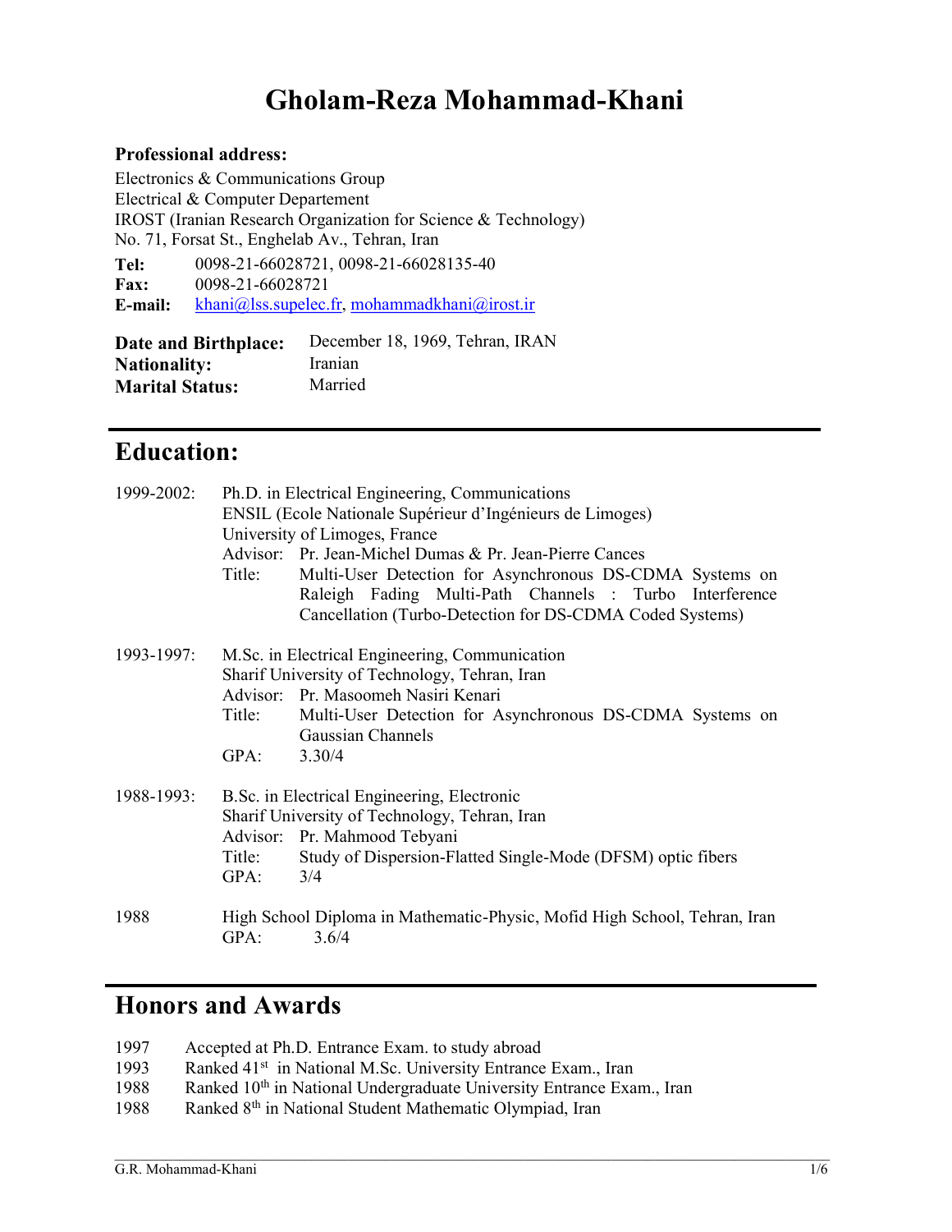# Gholam-Reza Mohammad-Khani

**Professional address:**

Electronics & Communications Group
Electrical & Computer Departement
IROST (Iranian Research Organization for Science & Technology)
No. 71, Forsat St., Enghelab Av., Tehran, Iran

**Tel:** 0098-21-66028721, 0098-21-66028135-40
**Fax:** 0098-21-66028721
**E-mail:** khani@lss.supelec.fr, mohammadkhani@irost.ir

**Date and Birthplace:** December 18, 1969, Tehran, IRAN
**Nationality:** Iranian
**Marital Status:** Married

## Education:

**1999-2002:** Ph.D. in Electrical Engineering, Communications
ENSIL (Ecole Nationale Supérieur d'Ingénieurs de Limoges)
University of Limoges, France
Advisor: Pr. Jean-Michel Dumas & Pr. Jean-Pierre Cances
Title: Multi-User Detection for Asynchronous DS-CDMA Systems on Raleigh Fading Multi-Path Channels : Turbo Interference Cancellation (Turbo-Detection for DS-CDMA Coded Systems)

**1993-1997:** M.Sc. in Electrical Engineering, Communication
Sharif University of Technology, Tehran, Iran
Advisor: Pr. Masoomeh Nasiri Kenari
Title: Multi-User Detection for Asynchronous DS-CDMA Systems on Gaussian Channels
GPA: 3.30/4

**1988-1993:** B.Sc. in Electrical Engineering, Electronic
Sharif University of Technology, Tehran, Iran
Advisor: Pr. Mahmood Tebyani
Title: Study of Dispersion-Flatted Single-Mode (DFSM) optic fibers
GPA: 3/4

**1988** High School Diploma in Mathematic-Physic, Mofid High School, Tehran, Iran
GPA: 3.6/4

## Honors and Awards

- 1997 Accepted at Ph.D. Entrance Exam. to study abroad
- 1993 Ranked 41st in National M.Sc. University Entrance Exam., Iran
- 1988 Ranked 10th in National Undergraduate University Entrance Exam., Iran
- 1988 Ranked 8th in National Student Mathematic Olympiad, Iran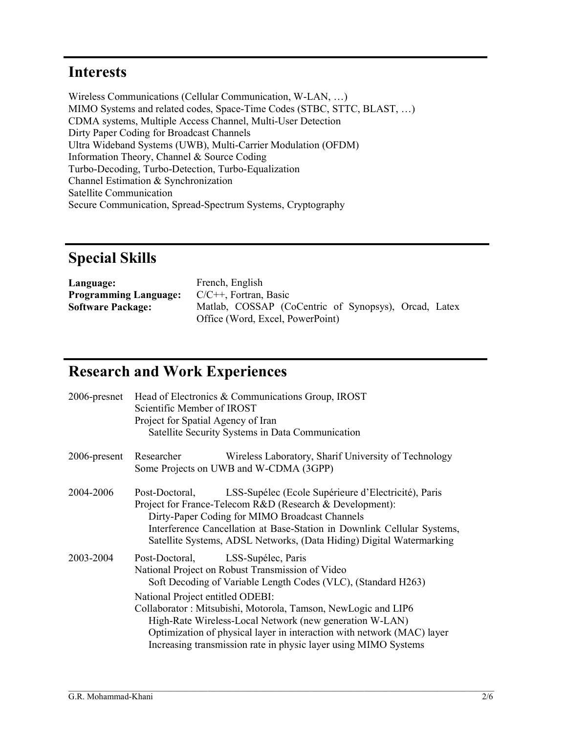## Interests

Wireless Communications (Cellular Communication, W-LAN, …)
MIMO Systems and related codes, Space-Time Codes (STBC, STTC, BLAST, …)
CDMA systems, Multiple Access Channel, Multi-User Detection
Dirty Paper Coding for Broadcast Channels
Ultra Wideband Systems (UWB), Multi-Carrier Modulation (OFDM)
Information Theory, Channel & Source Coding
Turbo-Decoding, Turbo-Detection, Turbo-Equalization
Channel Estimation & Synchronization
Satellite Communication
Secure Communication, Spread-Spectrum Systems, Cryptography

## Special Skills

| | |
|---|---|
| **Language:** | French, English |
| **Programming Language:** | C/C++, Fortran, Basic |
| **Software Package:** | Matlab, COSSAP (CoCentric of Synopsys), Orcad, Latex Office (Word, Excel, PowerPoint) |

## Research and Work Experiences

**2006-presnet** Head of Electronics & Communications Group, IROST
Scientific Member of IROST
Project for Spatial Agency of Iran
  Satellite Security Systems in Data Communication

**2006-present** Researcher   Wireless Laboratory, Sharif University of Technology
Some Projects on UWB and W-CDMA (3GPP)

**2004-2006** Post-Doctoral,   LSS-Supélec (Ecole Supérieure d'Electricité), Paris
Project for France-Telecom R&D (Research & Development):
  Dirty-Paper Coding for MIMO Broadcast Channels
  Interference Cancellation at Base-Station in Downlink Cellular Systems,
  Satellite Systems, ADSL Networks, (Data Hiding) Digital Watermarking

**2003-2004** Post-Doctoral,   LSS-Supélec, Paris
National Project on Robust Transmission of Video
  Soft Decoding of Variable Length Codes (VLC), (Standard H263)

National Project entitled ODEBI:
Collaborator : Mitsubishi, Motorola, Tamson, NewLogic and LIP6
  High-Rate Wireless-Local Network (new generation W-LAN)
  Optimization of physical layer in interaction with network (MAC) layer
  Increasing transmission rate in physic layer using MIMO Systems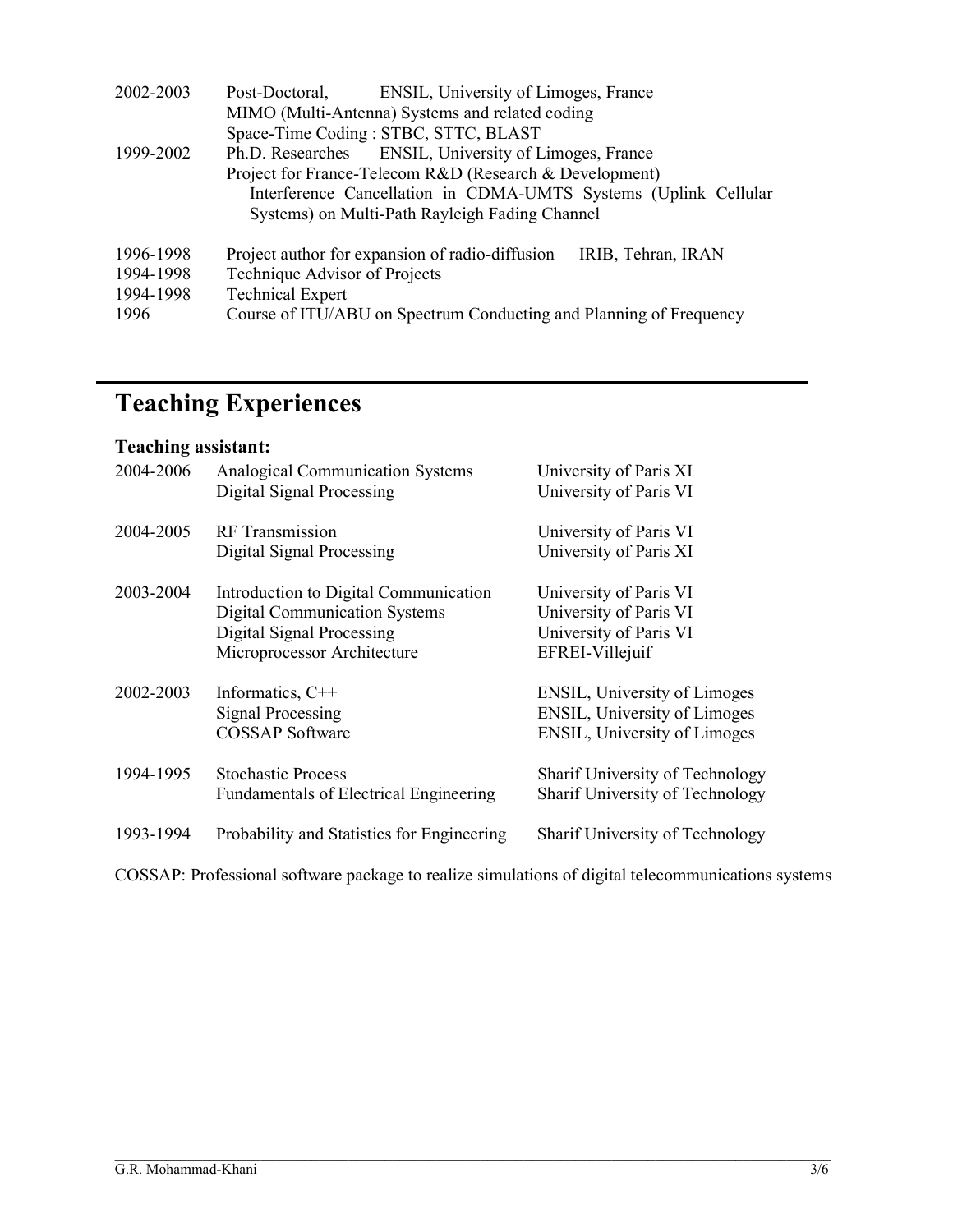| | |
|---|---|
| 2002-2003 | Post-Doctoral, ENSIL, University of Limoges, France<br>MIMO (Multi-Antenna) Systems and related coding<br>Space-Time Coding : STBC, STTC, BLAST |
| 1999-2002 | Ph.D. Researches ENSIL, University of Limoges, France<br>Project for France-Telecom R&D (Research & Development)<br>Interference Cancellation in CDMA-UMTS Systems (Uplink Cellular Systems) on Multi-Path Rayleigh Fading Channel |
| 1996-1998 | Project author for expansion of radio-diffusion IRIB, Tehran, IRAN |
| 1994-1998 | Technique Advisor of Projects |
| 1994-1998 | Technical Expert |
| 1996 | Course of ITU/ABU on Spectrum Conducting and Planning of Frequency |

# Teaching Experiences

### Teaching assistant:

| | | |
|---|---|---|
| 2004-2006 | Analogical Communication Systems | University of Paris XI |
| | Digital Signal Processing | University of Paris VI |
| 2004-2005 | RF Transmission | University of Paris VI |
| | Digital Signal Processing | University of Paris XI |
| 2003-2004 | Introduction to Digital Communication | University of Paris VI |
| | Digital Communication Systems | University of Paris VI |
| | Digital Signal Processing | University of Paris VI |
| | Microprocessor Architecture | EFREI-Villejuif |
| 2002-2003 | Informatics, C++ | ENSIL, University of Limoges |
| | Signal Processing | ENSIL, University of Limoges |
| | COSSAP Software | ENSIL, University of Limoges |
| 1994-1995 | Stochastic Process | Sharif University of Technology |
| | Fundamentals of Electrical Engineering | Sharif University of Technology |
| 1993-1994 | Probability and Statistics for Engineering | Sharif University of Technology |

COSSAP: Professional software package to realize simulations of digital telecommunications systems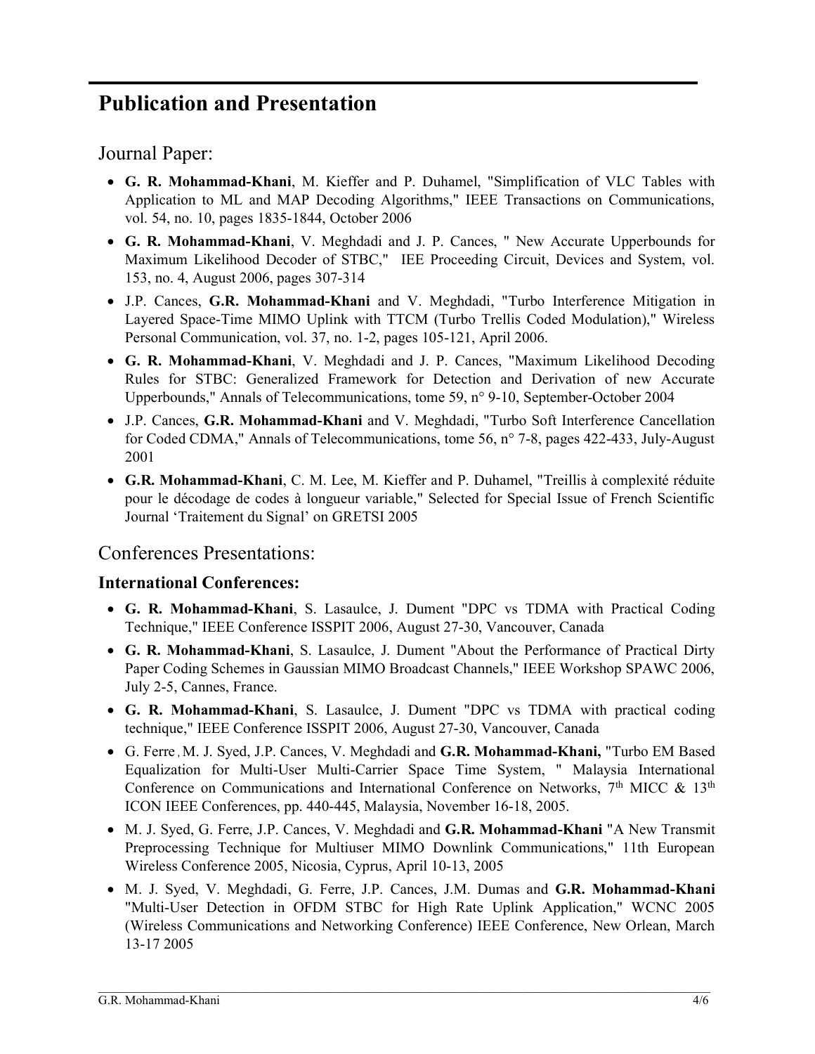# Publication and Presentation

## Journal Paper:

- **G. R. Mohammad-Khani**, M. Kieffer and P. Duhamel, "Simplification of VLC Tables with Application to ML and MAP Decoding Algorithms," IEEE Transactions on Communications, vol. 54, no. 10, pages 1835-1844, October 2006
- **G. R. Mohammad-Khani**, V. Meghdadi and J. P. Cances, " New Accurate Upperbounds for Maximum Likelihood Decoder of STBC," IEE Proceeding Circuit, Devices and System, vol. 153, no. 4, August 2006, pages 307-314
- J.P. Cances, **G.R. Mohammad-Khani** and V. Meghdadi, "Turbo Interference Mitigation in Layered Space-Time MIMO Uplink with TTCM (Turbo Trellis Coded Modulation)," Wireless Personal Communication, vol. 37, no. 1-2, pages 105-121, April 2006.
- **G. R. Mohammad-Khani**, V. Meghdadi and J. P. Cances, "Maximum Likelihood Decoding Rules for STBC: Generalized Framework for Detection and Derivation of new Accurate Upperbounds," Annals of Telecommunications, tome 59, n° 9-10, September-October 2004
- J.P. Cances, **G.R. Mohammad-Khani** and V. Meghdadi, "Turbo Soft Interference Cancellation for Coded CDMA," Annals of Telecommunications, tome 56, n° 7-8, pages 422-433, July-August 2001
- **G.R. Mohammad-Khani**, C. M. Lee, M. Kieffer and P. Duhamel, "Treillis à complexité réduite pour le décodage de codes à longueur variable," Selected for Special Issue of French Scientific Journal 'Traitement du Signal' on GRETSI 2005

## Conferences Presentations:

### International Conferences:

- **G. R. Mohammad-Khani**, S. Lasaulce, J. Dument "DPC vs TDMA with Practical Coding Technique," IEEE Conference ISSPIT 2006, August 27-30, Vancouver, Canada
- **G. R. Mohammad-Khani**, S. Lasaulce, J. Dument "About the Performance of Practical Dirty Paper Coding Schemes in Gaussian MIMO Broadcast Channels," IEEE Workshop SPAWC 2006, July 2-5, Cannes, France.
- **G. R. Mohammad-Khani**, S. Lasaulce, J. Dument "DPC vs TDMA with practical coding technique," IEEE Conference ISSPIT 2006, August 27-30, Vancouver, Canada
- G. Ferre, M. J. Syed, J.P. Cances, V. Meghdadi and **G.R. Mohammad-Khani,** "Turbo EM Based Equalization for Multi-User Multi-Carrier Space Time System, " Malaysia International Conference on Communications and International Conference on Networks, 7th MICC & 13th ICON IEEE Conferences, pp. 440-445, Malaysia, November 16-18, 2005.
- M. J. Syed, G. Ferre, J.P. Cances, V. Meghdadi and **G.R. Mohammad-Khani** "A New Transmit Preprocessing Technique for Multiuser MIMO Downlink Communications," 11th European Wireless Conference 2005, Nicosia, Cyprus, April 10-13, 2005
- M. J. Syed, V. Meghdadi, G. Ferre, J.P. Cances, J.M. Dumas and **G.R. Mohammad-Khani** "Multi-User Detection in OFDM STBC for High Rate Uplink Application," WCNC 2005 (Wireless Communications and Networking Conference) IEEE Conference, New Orlean, March 13-17 2005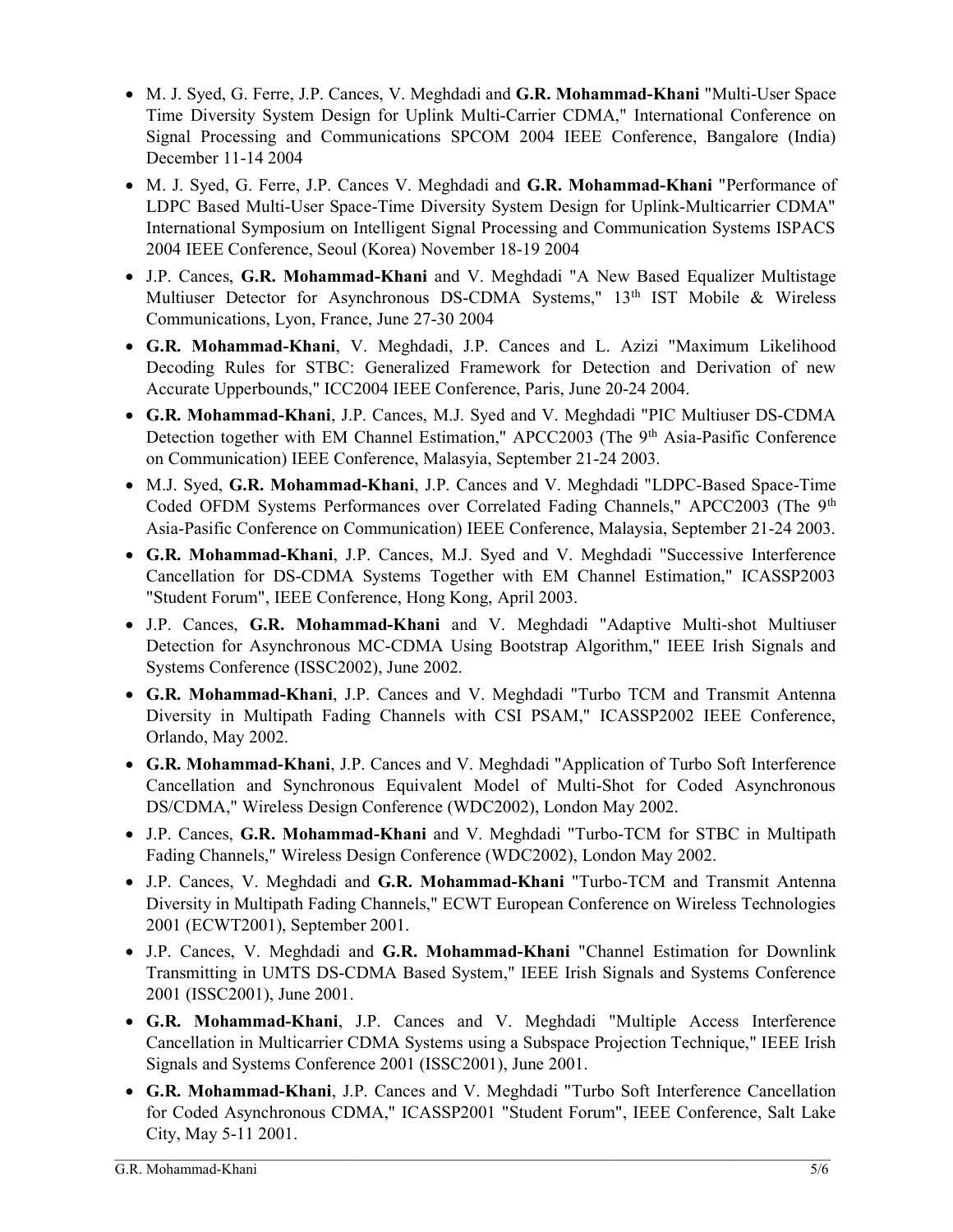- M. J. Syed, G. Ferre, J.P. Cances, V. Meghdadi and **G.R. Mohammad-Khani** "Multi-User Space Time Diversity System Design for Uplink Multi-Carrier CDMA," International Conference on Signal Processing and Communications SPCOM 2004 IEEE Conference, Bangalore (India) December 11-14 2004
- M. J. Syed, G. Ferre, J.P. Cances V. Meghdadi and **G.R. Mohammad-Khani** "Performance of LDPC Based Multi-User Space-Time Diversity System Design for Uplink-Multicarrier CDMA" International Symposium on Intelligent Signal Processing and Communication Systems ISPACS 2004 IEEE Conference, Seoul (Korea) November 18-19 2004
- J.P. Cances, **G.R. Mohammad-Khani** and V. Meghdadi "A New Based Equalizer Multistage Multiuser Detector for Asynchronous DS-CDMA Systems," 13th IST Mobile & Wireless Communications, Lyon, France, June 27-30 2004
- **G.R. Mohammad-Khani**, V. Meghdadi, J.P. Cances and L. Azizi "Maximum Likelihood Decoding Rules for STBC: Generalized Framework for Detection and Derivation of new Accurate Upperbounds," ICC2004 IEEE Conference, Paris, June 20-24 2004.
- **G.R. Mohammad-Khani**, J.P. Cances, M.J. Syed and V. Meghdadi "PIC Multiuser DS-CDMA Detection together with EM Channel Estimation," APCC2003 (The 9th Asia-Pasific Conference on Communication) IEEE Conference, Malasyia, September 21-24 2003.
- M.J. Syed, **G.R. Mohammad-Khani**, J.P. Cances and V. Meghdadi "LDPC-Based Space-Time Coded OFDM Systems Performances over Correlated Fading Channels," APCC2003 (The 9th Asia-Pasific Conference on Communication) IEEE Conference, Malaysia, September 21-24 2003.
- **G.R. Mohammad-Khani**, J.P. Cances, M.J. Syed and V. Meghdadi "Successive Interference Cancellation for DS-CDMA Systems Together with EM Channel Estimation," ICASSP2003 "Student Forum", IEEE Conference, Hong Kong, April 2003.
- J.P. Cances, **G.R. Mohammad-Khani** and V. Meghdadi "Adaptive Multi-shot Multiuser Detection for Asynchronous MC-CDMA Using Bootstrap Algorithm," IEEE Irish Signals and Systems Conference (ISSC2002), June 2002.
- **G.R. Mohammad-Khani**, J.P. Cances and V. Meghdadi "Turbo TCM and Transmit Antenna Diversity in Multipath Fading Channels with CSI PSAM," ICASSP2002 IEEE Conference, Orlando, May 2002.
- **G.R. Mohammad-Khani**, J.P. Cances and V. Meghdadi "Application of Turbo Soft Interference Cancellation and Synchronous Equivalent Model of Multi-Shot for Coded Asynchronous DS/CDMA," Wireless Design Conference (WDC2002), London May 2002.
- J.P. Cances, **G.R. Mohammad-Khani** and V. Meghdadi "Turbo-TCM for STBC in Multipath Fading Channels," Wireless Design Conference (WDC2002), London May 2002.
- J.P. Cances, V. Meghdadi and **G.R. Mohammad-Khani** "Turbo-TCM and Transmit Antenna Diversity in Multipath Fading Channels," ECWT European Conference on Wireless Technologies 2001 (ECWT2001), September 2001.
- J.P. Cances, V. Meghdadi and **G.R. Mohammad-Khani** "Channel Estimation for Downlink Transmitting in UMTS DS-CDMA Based System," IEEE Irish Signals and Systems Conference 2001 (ISSC2001), June 2001.
- **G.R. Mohammad-Khani**, J.P. Cances and V. Meghdadi "Multiple Access Interference Cancellation in Multicarrier CDMA Systems using a Subspace Projection Technique," IEEE Irish Signals and Systems Conference 2001 (ISSC2001), June 2001.
- **G.R. Mohammad-Khani**, J.P. Cances and V. Meghdadi "Turbo Soft Interference Cancellation for Coded Asynchronous CDMA," ICASSP2001 "Student Forum", IEEE Conference, Salt Lake City, May 5-11 2001.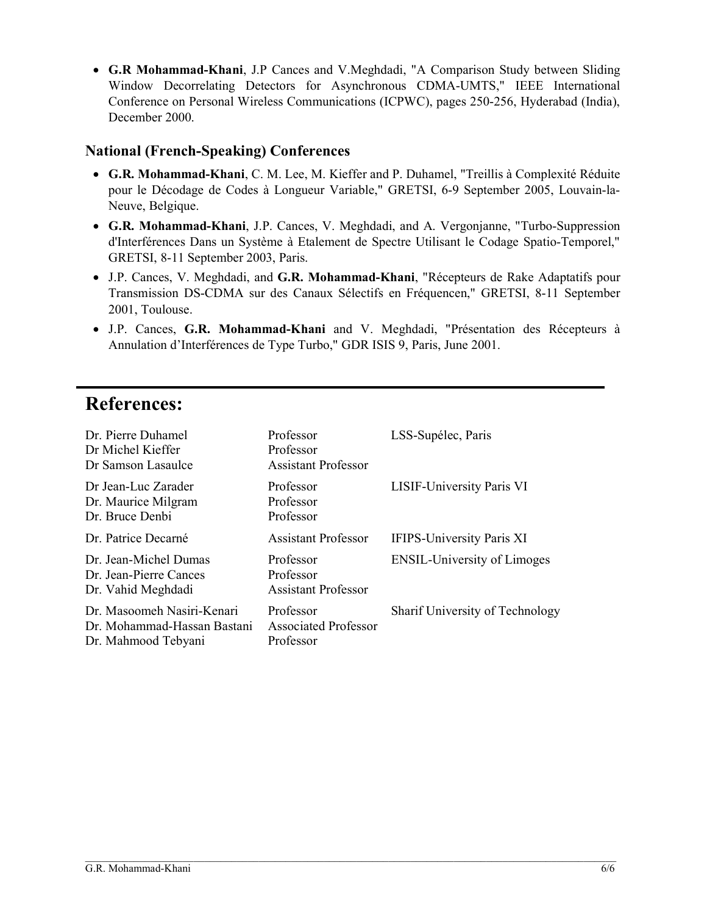- **G.R Mohammad-Khani**, J.P Cances and V.Meghdadi, "A Comparison Study between Sliding Window Decorrelating Detectors for Asynchronous CDMA-UMTS," IEEE International Conference on Personal Wireless Communications (ICPWC), pages 250-256, Hyderabad (India), December 2000.

### National (French-Speaking) Conferences

- **G.R. Mohammad-Khani**, C. M. Lee, M. Kieffer and P. Duhamel, "Treillis à Complexité Réduite pour le Décodage de Codes à Longueur Variable," GRETSI, 6-9 September 2005, Louvain-la-Neuve, Belgique.
- **G.R. Mohammad-Khani**, J.P. Cances, V. Meghdadi, and A. Vergonjanne, "Turbo-Suppression d'Interférences Dans un Système à Etalement de Spectre Utilisant le Codage Spatio-Temporel," GRETSI, 8-11 September 2003, Paris.
- J.P. Cances, V. Meghdadi, and **G.R. Mohammad-Khani**, "Récepteurs de Rake Adaptatifs pour Transmission DS-CDMA sur des Canaux Sélectifs en Fréquencen," GRETSI, 8-11 September 2001, Toulouse.
- J.P. Cances, **G.R. Mohammad-Khani** and V. Meghdadi, "Présentation des Récepteurs à Annulation d'Interférences de Type Turbo," GDR ISIS 9, Paris, June 2001.

## References:

| | | |
|---|---|---|
| Dr. Pierre Duhamel | Professor | LSS-Supélec, Paris |
| Dr Michel Kieffer | Professor | |
| Dr Samson Lasaulce | Assistant Professor | |
| Dr Jean-Luc Zarader | Professor | LISIF-University Paris VI |
| Dr. Maurice Milgram | Professor | |
| Dr. Bruce Denbi | Professor | |
| Dr. Patrice Decarné | Assistant Professor | IFIPS-University Paris XI |
| Dr. Jean-Michel Dumas | Professor | ENSIL-University of Limoges |
| Dr. Jean-Pierre Cances | Professor | |
| Dr. Vahid Meghdadi | Assistant Professor | |
| Dr. Masoomeh Nasiri-Kenari | Professor | Sharif University of Technology |
| Dr. Mohammad-Hassan Bastani | Associated Professor | |
| Dr. Mahmood Tebyani | Professor | |